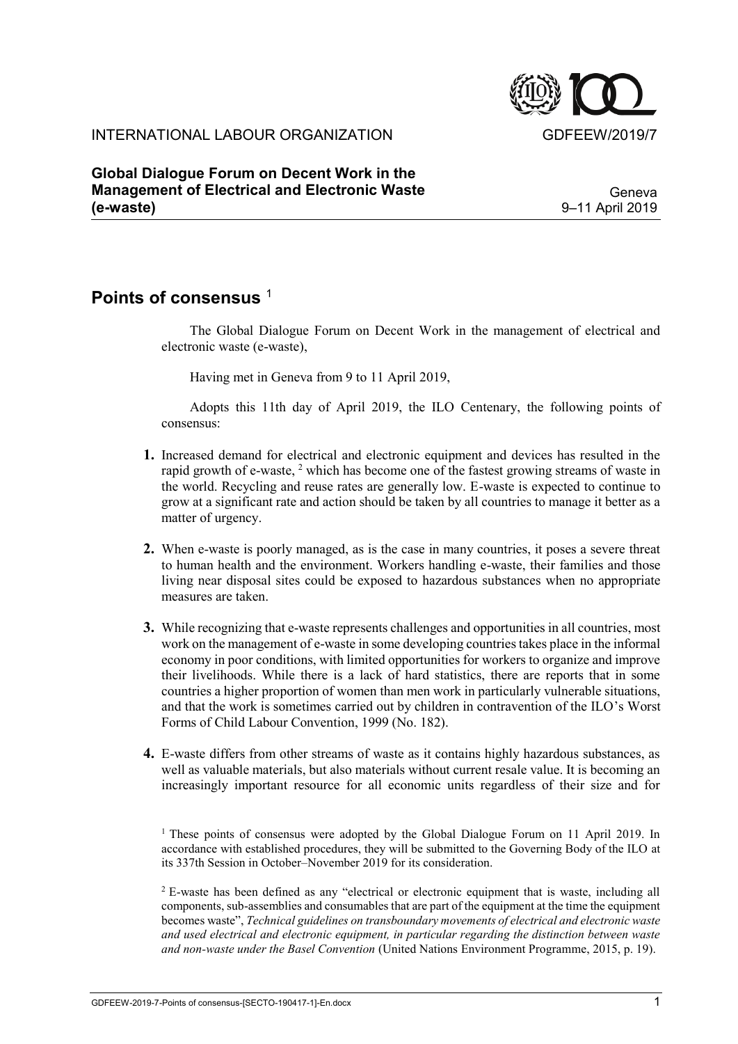INTERNATIONAL LABOUR ORGANIZATION GDFEEW/2019/7

**Global Dialogue Forum on Decent Work in the Management of Electrical and Electronic Waste (e-waste)**

Geneva
9–11 April 2019

## Points of consensus [1]

The Global Dialogue Forum on Decent Work in the management of electrical and electronic waste (e-waste),

Having met in Geneva from 9 to 11 April 2019,

Adopts this 11th day of April 2019, the ILO Centenary, the following points of consensus:

**1.** Increased demand for electrical and electronic equipment and devices has resulted in the rapid growth of e-waste, [2] which has become one of the fastest growing streams of waste in the world. Recycling and reuse rates are generally low. E-waste is expected to continue to grow at a significant rate and action should be taken by all countries to manage it better as a matter of urgency.

**2.** When e-waste is poorly managed, as is the case in many countries, it poses a severe threat to human health and the environment. Workers handling e-waste, their families and those living near disposal sites could be exposed to hazardous substances when no appropriate measures are taken.

**3.** While recognizing that e-waste represents challenges and opportunities in all countries, most work on the management of e-waste in some developing countries takes place in the informal economy in poor conditions, with limited opportunities for workers to organize and improve their livelihoods. While there is a lack of hard statistics, there are reports that in some countries a higher proportion of women than men work in particularly vulnerable situations, and that the work is sometimes carried out by children in contravention of the ILO's Worst Forms of Child Labour Convention, 1999 (No. 182).

**4.** E-waste differs from other streams of waste as it contains highly hazardous substances, as well as valuable materials, but also materials without current resale value. It is becoming an increasingly important resource for all economic units regardless of their size and for

[1] These points of consensus were adopted by the Global Dialogue Forum on 11 April 2019. In accordance with established procedures, they will be submitted to the Governing Body of the ILO at its 337th Session in October–November 2019 for its consideration.

[2] E-waste has been defined as any "electrical or electronic equipment that is waste, including all components, sub-assemblies and consumables that are part of the equipment at the time the equipment becomes waste", *Technical guidelines on transboundary movements of electrical and electronic waste and used electrical and electronic equipment, in particular regarding the distinction between waste and non-waste under the Basel Convention* (United Nations Environment Programme, 2015, p. 19).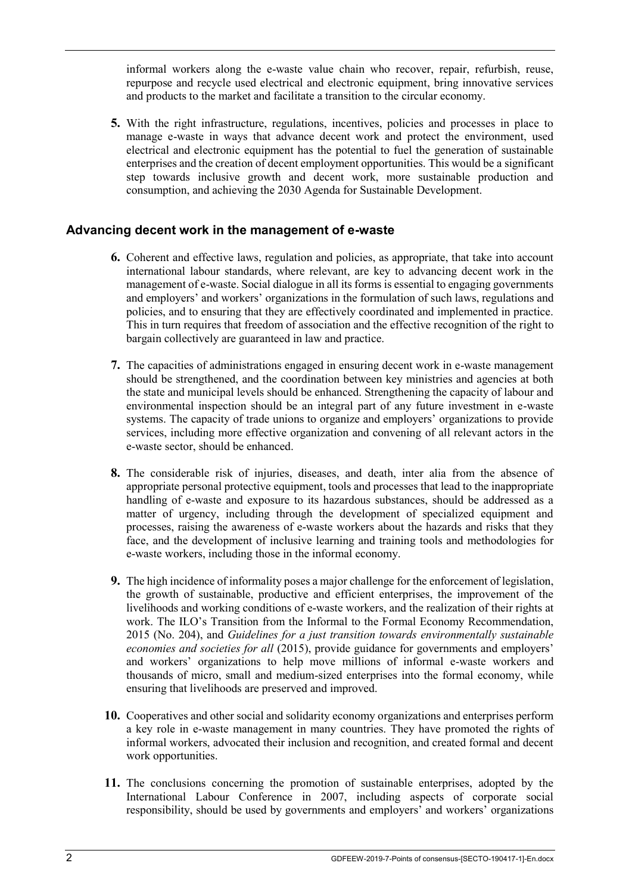informal workers along the e-waste value chain who recover, repair, refurbish, reuse, repurpose and recycle used electrical and electronic equipment, bring innovative services and products to the market and facilitate a transition to the circular economy.

**5.** With the right infrastructure, regulations, incentives, policies and processes in place to manage e-waste in ways that advance decent work and protect the environment, used electrical and electronic equipment has the potential to fuel the generation of sustainable enterprises and the creation of decent employment opportunities. This would be a significant step towards inclusive growth and decent work, more sustainable production and consumption, and achieving the 2030 Agenda for Sustainable Development.

## Advancing decent work in the management of e-waste

**6.** Coherent and effective laws, regulation and policies, as appropriate, that take into account international labour standards, where relevant, are key to advancing decent work in the management of e-waste. Social dialogue in all its forms is essential to engaging governments and employers' and workers' organizations in the formulation of such laws, regulations and policies, and to ensuring that they are effectively coordinated and implemented in practice. This in turn requires that freedom of association and the effective recognition of the right to bargain collectively are guaranteed in law and practice.

**7.** The capacities of administrations engaged in ensuring decent work in e-waste management should be strengthened, and the coordination between key ministries and agencies at both the state and municipal levels should be enhanced. Strengthening the capacity of labour and environmental inspection should be an integral part of any future investment in e-waste systems. The capacity of trade unions to organize and employers' organizations to provide services, including more effective organization and convening of all relevant actors in the e-waste sector, should be enhanced.

**8.** The considerable risk of injuries, diseases, and death, inter alia from the absence of appropriate personal protective equipment, tools and processes that lead to the inappropriate handling of e-waste and exposure to its hazardous substances, should be addressed as a matter of urgency, including through the development of specialized equipment and processes, raising the awareness of e-waste workers about the hazards and risks that they face, and the development of inclusive learning and training tools and methodologies for e-waste workers, including those in the informal economy.

**9.** The high incidence of informality poses a major challenge for the enforcement of legislation, the growth of sustainable, productive and efficient enterprises, the improvement of the livelihoods and working conditions of e-waste workers, and the realization of their rights at work. The ILO's Transition from the Informal to the Formal Economy Recommendation, 2015 (No. 204), and *Guidelines for a just transition towards environmentally sustainable economies and societies for all* (2015), provide guidance for governments and employers' and workers' organizations to help move millions of informal e-waste workers and thousands of micro, small and medium-sized enterprises into the formal economy, while ensuring that livelihoods are preserved and improved.

**10.** Cooperatives and other social and solidarity economy organizations and enterprises perform a key role in e-waste management in many countries. They have promoted the rights of informal workers, advocated their inclusion and recognition, and created formal and decent work opportunities.

**11.** The conclusions concerning the promotion of sustainable enterprises, adopted by the International Labour Conference in 2007, including aspects of corporate social responsibility, should be used by governments and employers' and workers' organizations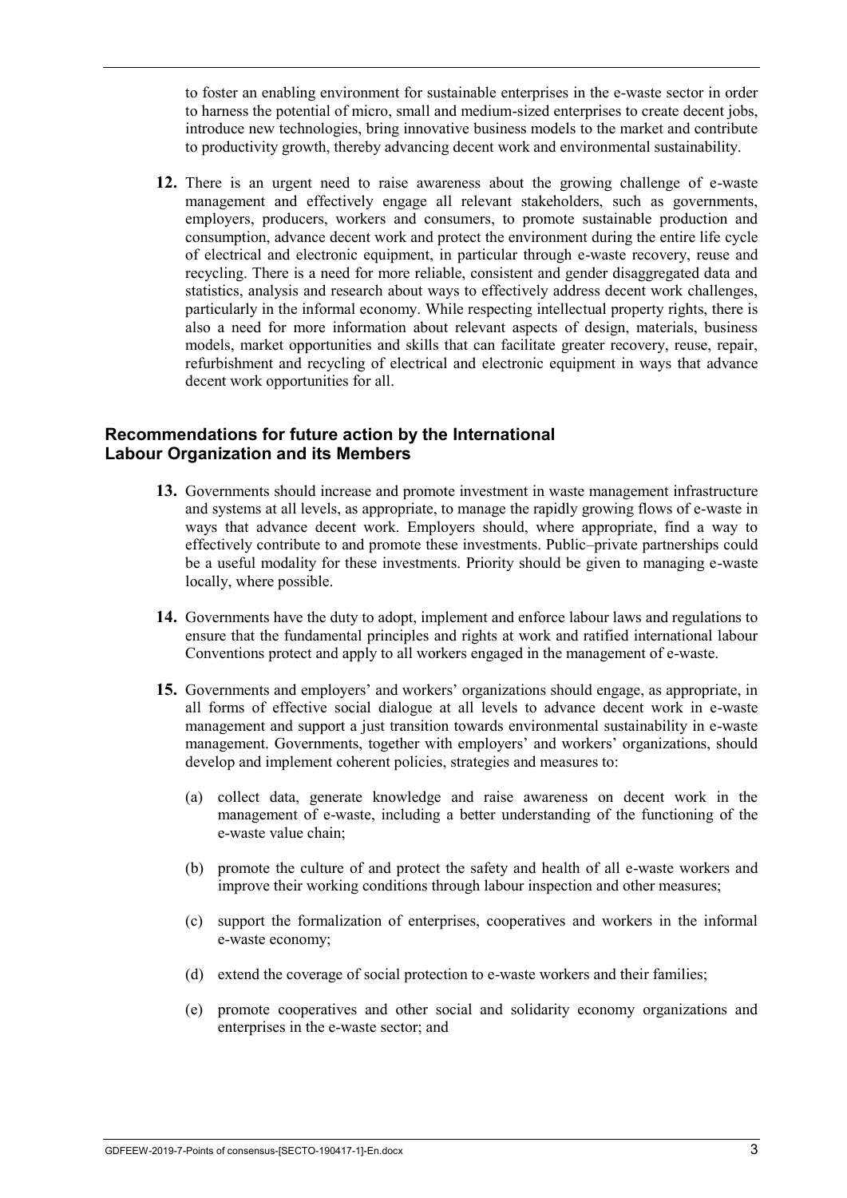to foster an enabling environment for sustainable enterprises in the e-waste sector in order to harness the potential of micro, small and medium-sized enterprises to create decent jobs, introduce new technologies, bring innovative business models to the market and contribute to productivity growth, thereby advancing decent work and environmental sustainability.

**12.** There is an urgent need to raise awareness about the growing challenge of e-waste management and effectively engage all relevant stakeholders, such as governments, employers, producers, workers and consumers, to promote sustainable production and consumption, advance decent work and protect the environment during the entire life cycle of electrical and electronic equipment, in particular through e-waste recovery, reuse and recycling. There is a need for more reliable, consistent and gender disaggregated data and statistics, analysis and research about ways to effectively address decent work challenges, particularly in the informal economy. While respecting intellectual property rights, there is also a need for more information about relevant aspects of design, materials, business models, market opportunities and skills that can facilitate greater recovery, reuse, repair, refurbishment and recycling of electrical and electronic equipment in ways that advance decent work opportunities for all.

## Recommendations for future action by the International Labour Organization and its Members

**13.** Governments should increase and promote investment in waste management infrastructure and systems at all levels, as appropriate, to manage the rapidly growing flows of e-waste in ways that advance decent work. Employers should, where appropriate, find a way to effectively contribute to and promote these investments. Public–private partnerships could be a useful modality for these investments. Priority should be given to managing e-waste locally, where possible.

**14.** Governments have the duty to adopt, implement and enforce labour laws and regulations to ensure that the fundamental principles and rights at work and ratified international labour Conventions protect and apply to all workers engaged in the management of e-waste.

**15.** Governments and employers' and workers' organizations should engage, as appropriate, in all forms of effective social dialogue at all levels to advance decent work in e-waste management and support a just transition towards environmental sustainability in e-waste management. Governments, together with employers' and workers' organizations, should develop and implement coherent policies, strategies and measures to:

(a) collect data, generate knowledge and raise awareness on decent work in the management of e-waste, including a better understanding of the functioning of the e-waste value chain;

(b) promote the culture of and protect the safety and health of all e-waste workers and improve their working conditions through labour inspection and other measures;

(c) support the formalization of enterprises, cooperatives and workers in the informal e-waste economy;

(d) extend the coverage of social protection to e-waste workers and their families;

(e) promote cooperatives and other social and solidarity economy organizations and enterprises in the e-waste sector; and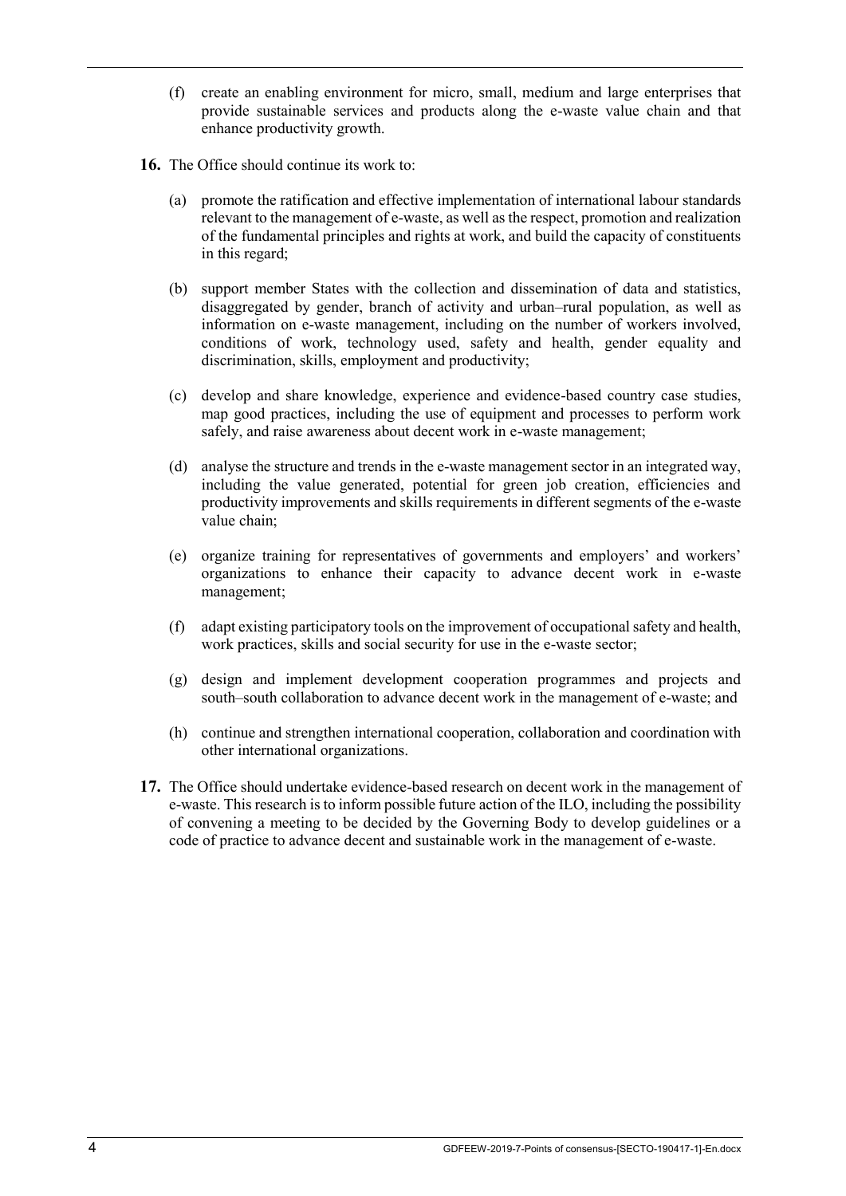(f) create an enabling environment for micro, small, medium and large enterprises that provide sustainable services and products along the e-waste value chain and that enhance productivity growth.

**16.** The Office should continue its work to:

(a) promote the ratification and effective implementation of international labour standards relevant to the management of e-waste, as well as the respect, promotion and realization of the fundamental principles and rights at work, and build the capacity of constituents in this regard;

(b) support member States with the collection and dissemination of data and statistics, disaggregated by gender, branch of activity and urban–rural population, as well as information on e-waste management, including on the number of workers involved, conditions of work, technology used, safety and health, gender equality and discrimination, skills, employment and productivity;

(c) develop and share knowledge, experience and evidence-based country case studies, map good practices, including the use of equipment and processes to perform work safely, and raise awareness about decent work in e-waste management;

(d) analyse the structure and trends in the e-waste management sector in an integrated way, including the value generated, potential for green job creation, efficiencies and productivity improvements and skills requirements in different segments of the e-waste value chain;

(e) organize training for representatives of governments and employers' and workers' organizations to enhance their capacity to advance decent work in e-waste management;

(f) adapt existing participatory tools on the improvement of occupational safety and health, work practices, skills and social security for use in the e-waste sector;

(g) design and implement development cooperation programmes and projects and south–south collaboration to advance decent work in the management of e-waste; and

(h) continue and strengthen international cooperation, collaboration and coordination with other international organizations.

**17.** The Office should undertake evidence-based research on decent work in the management of e-waste. This research is to inform possible future action of the ILO, including the possibility of convening a meeting to be decided by the Governing Body to develop guidelines or a code of practice to advance decent and sustainable work in the management of e-waste.